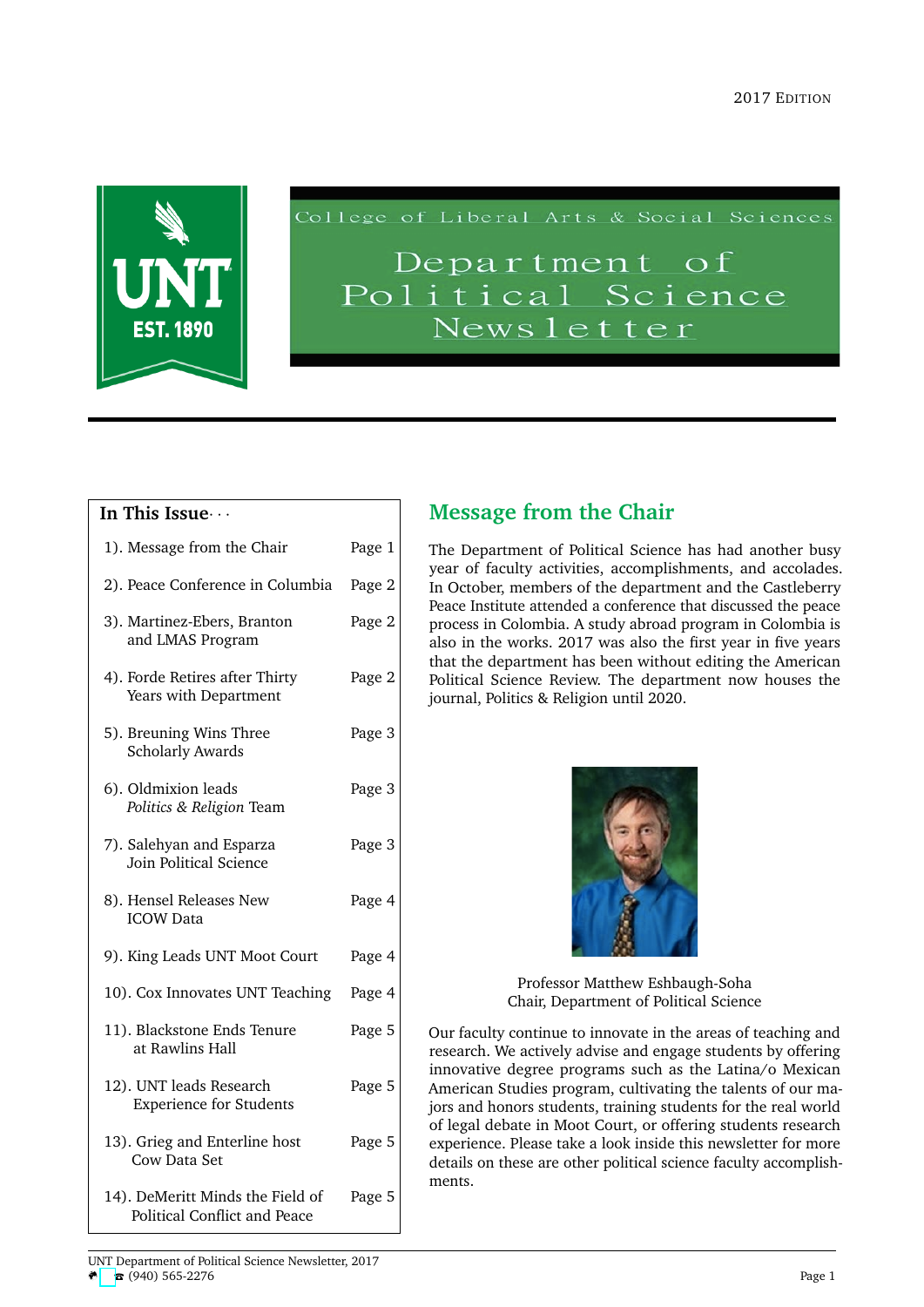2017 Edition

College of Liberal Arts & Social Sciences

# Department of Political Science Newsletter

**In This Issue· · ·**

| | |
|---|---|
| 1). Message from the Chair | Page 1 |
| 2). Peace Conference in Columbia | Page 2 |
| 3). Martinez-Ebers, Branton and LMAS Program | Page 2 |
| 4). Forde Retires after Thirty Years with Department | Page 2 |
| 5). Breuning Wins Three Scholarly Awards | Page 3 |
| 6). Oldmixion leads *Politics & Religion* Team | Page 3 |
| 7). Salehyan and Esparza Join Political Science | Page 3 |
| 8). Hensel Releases New ICOW Data | Page 4 |
| 9). King Leads UNT Moot Court | Page 4 |
| 10). Cox Innovates UNT Teaching | Page 4 |
| 11). Blackstone Ends Tenure at Rawlins Hall | Page 5 |
| 12). UNT leads Research Experience for Students | Page 5 |
| 13). Grieg and Enterline host Cow Data Set | Page 5 |
| 14). DeMeritt Minds the Field of Political Conflict and Peace | Page 5 |

## Message from the Chair

The Department of Political Science has had another busy year of faculty activities, accomplishments, and accolades. In October, members of the department and the Castleberry Peace Institute attended a conference that discussed the peace process in Colombia. A study abroad program in Colombia is also in the works. 2017 was also the first year in five years that the department has been without editing the American Political Science Review. The department now houses the journal, Politics & Religion until 2020.

Professor Matthew Eshbaugh-Soha
Chair, Department of Political Science

Our faculty continue to innovate in the areas of teaching and research. We actively advise and engage students by offering innovative degree programs such as the Latina/o Mexican American Studies program, cultivating the talents of our majors and honors students, training students for the real world of legal debate in Moot Court, or offering students research experience. Please take a look inside this newsletter for more details on these are other political science faculty accomplishments.

UNT Department of Political Science Newsletter, 2017
☎ (940) 565-2276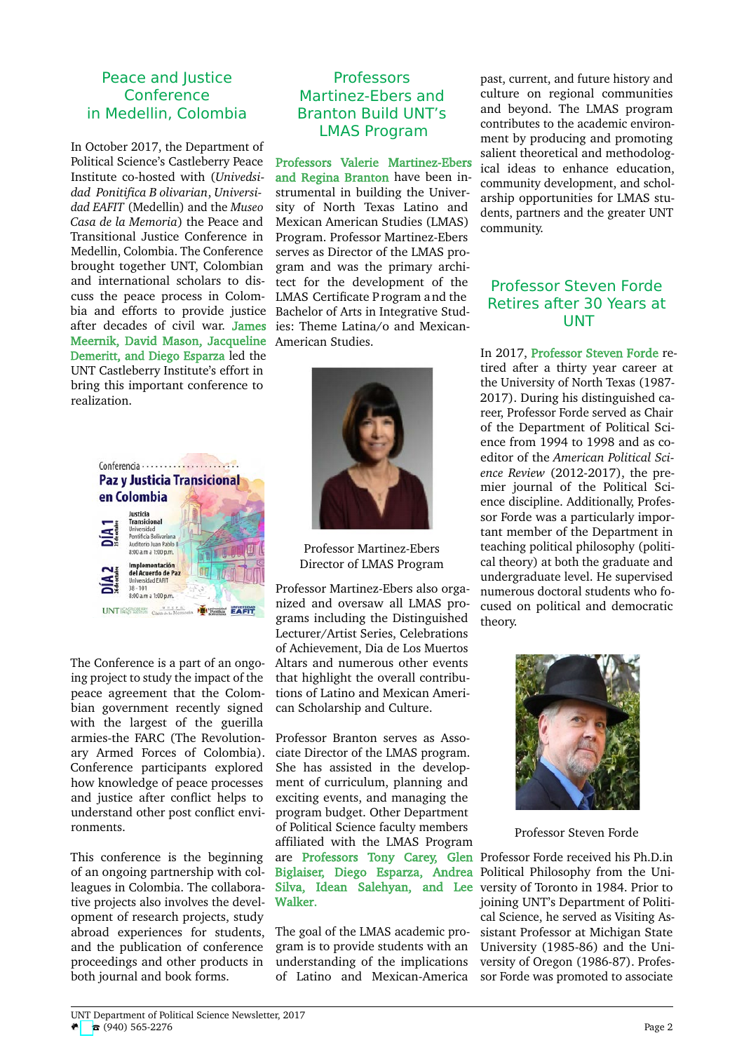## Peace and Justice Conference in Medellin, Colombia

In October 2017, the Department of Political Science's Castleberry Peace Institute co-hosted with (*Univedsidad Pontifica B olivarian*, *Universidad EAFIT* (Medellin) and the *Museo Casa de la Memoria*) the Peace and Transitional Justice Conference in Medellin, Colombia. The Conference brought together UNT, Colombian and international scholars to discuss the peace process in Colombia and efforts to provide justice after decades of civil war. James Meernik, David Mason, Jacqueline Demeritt, and Diego Esparza led the UNT Castleberry Institute's effort in bring this important conference to realization.

The Conference is a part of an ongoing project to study the impact of the peace agreement that the Colombian government recently signed with the largest of the guerilla armies-the FARC (The Revolutionary Armed Forces of Colombia). Conference participants explored how knowledge of peace processes and justice after conflict helps to understand other post conflict environments.

This conference is the beginning of an ongoing partnership with colleagues in Colombia. The collaborative projects also involves the development of research projects, study abroad experiences for students, and the publication of conference proceedings and other products in both journal and book forms.

## Professors Martinez-Ebers and Branton Build UNT's LMAS Program

Professors Valerie Martinez-Ebers and Regina Branton have been instrumental in building the University of North Texas Latino and Mexican American Studies (LMAS) Program. Professor Martinez-Ebers serves as Director of the LMAS program and was the primary architect for the development of the LMAS Certificate Program and the Bachelor of Arts in Integrative Studies: Theme Latina/o and Mexican-American Studies.

Professor Martinez-Ebers
Director of LMAS Program

Professor Martinez-Ebers also organized and oversaw all LMAS programs including the Distinguished Lecturer/Artist Series, Celebrations of Achievement, Dia de Los Muertos Altars and numerous other events that highlight the overall contributions of Latino and Mexican American Scholarship and Culture.

Professor Branton serves as Associate Director of the LMAS program. She has assisted in the development of curriculum, planning and exciting events, and managing the program budget. Other Department of Political Science faculty members affiliated with the LMAS Program are Professors Tony Carey, Glen Biglaiser, Diego Esparza, Andrea Silva, Idean Salehyan, and Lee Walker.

The goal of the LMAS academic program is to provide students with an understanding of the implications of Latino and Mexican-America past, current, and future history and culture on regional communities and beyond. The LMAS program contributes to the academic environment by producing and promoting salient theoretical and methodological ideas to enhance education, community development, and scholarship opportunities for LMAS students, partners and the greater UNT community.

## Professor Steven Forde Retires after 30 Years at UNT

In 2017, Professor Steven Forde retired after a thirty year career at the University of North Texas (1987-2017). During his distinguished career, Professor Forde served as Chair of the Department of Political Science from 1994 to 1998 and as co-editor of the *American Political Science Review* (2012-2017), the premier journal of the Political Science discipline. Additionally, Professor Forde was a particularly important member of the Department in teaching political philosophy (political theory) at both the graduate and undergraduate level. He supervised numerous doctoral students who focused on political and democratic theory.

Professor Steven Forde

Professor Forde received his Ph.D.in Political Philosophy from the University of Toronto in 1984. Prior to joining UNT's Department of Political Science, he served as Visiting Assistant Professor at Michigan State University (1985-86) and the University of Oregon (1986-87). Professor Forde was promoted to associate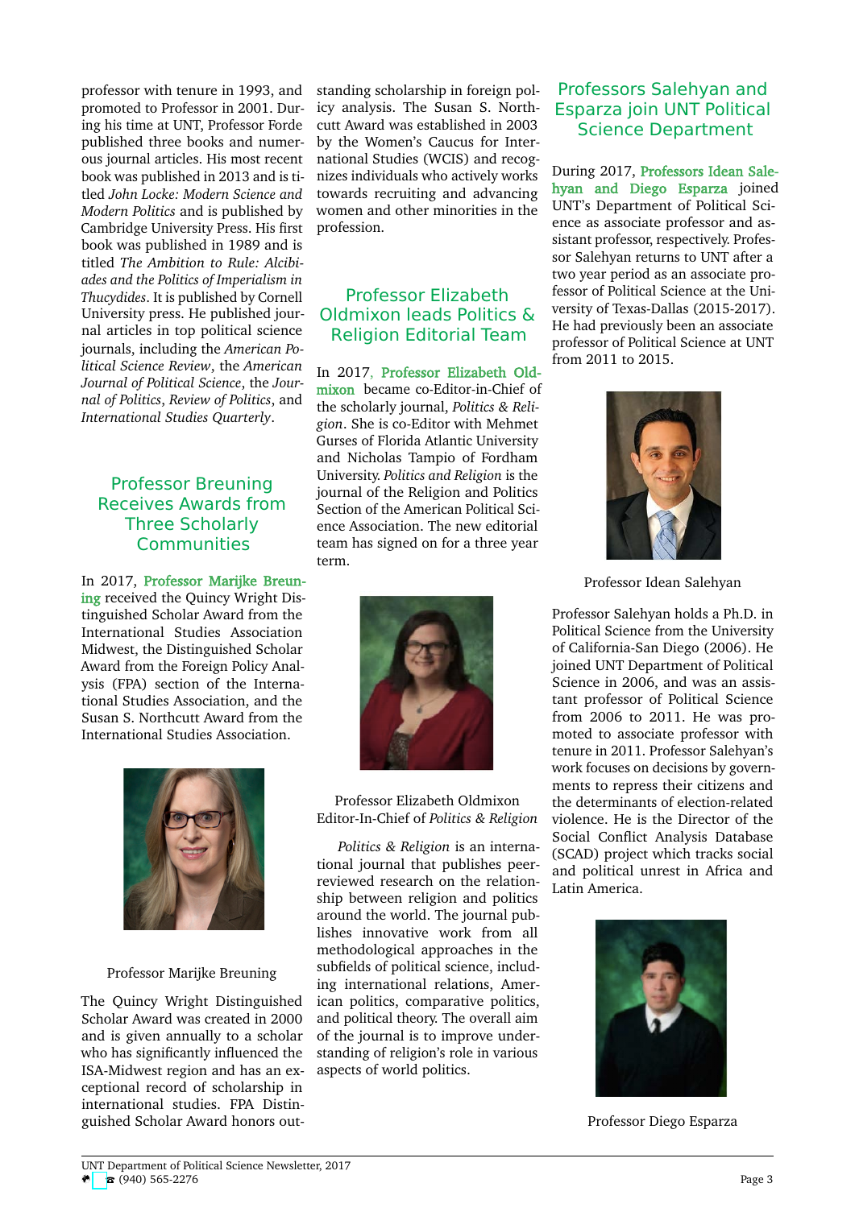professor with tenure in 1993, and promoted to Professor in 2001. During his time at UNT, Professor Forde published three books and numerous journal articles. His most recent book was published in 2013 and is titled *John Locke: Modern Science and Modern Politics* and is published by Cambridge University Press. His first book was published in 1989 and is titled *The Ambition to Rule: Alcibiades and the Politics of Imperialism in Thucydides*. It is published by Cornell University press. He published journal articles in top political science journals, including the *American Political Science Review*, the *American Journal of Political Science*, the *Journal of Politics*, *Review of Politics*, and *International Studies Quarterly*.

## Professor Breuning Receives Awards from Three Scholarly Communities

In 2017, **Professor Marijke Breuning** received the Quincy Wright Distinguished Scholar Award from the International Studies Association Midwest, the Distinguished Scholar Award from the Foreign Policy Analysis (FPA) section of the International Studies Association, and the Susan S. Northcutt Award from the International Studies Association.

Professor Marijke Breuning

The Quincy Wright Distinguished Scholar Award was created in 2000 and is given annually to a scholar who has significantly influenced the ISA-Midwest region and has an exceptional record of scholarship in international studies. FPA Distinguished Scholar Award honors outstanding scholarship in foreign policy analysis. The Susan S. Northcutt Award was established in 2003 by the Women's Caucus for International Studies (WCIS) and recognizes individuals who actively works towards recruiting and advancing women and other minorities in the profession.

## Professor Elizabeth Oldmixon leads Politics & Religion Editorial Team

In 2017, **Professor Elizabeth Oldmixon** became co-Editor-in-Chief of the scholarly journal, *Politics & Religion*. She is co-Editor with Mehmet Gurses of Florida Atlantic University and Nicholas Tampio of Fordham University. *Politics and Religion* is the journal of the Religion and Politics Section of the American Political Science Association. The new editorial team has signed on for a three year term.

Professor Elizabeth Oldmixon
Editor-In-Chief of *Politics & Religion*

*Politics & Religion* is an international journal that publishes peer-reviewed research on the relationship between religion and politics around the world. The journal publishes innovative work from all methodological approaches in the subfields of political science, including international relations, American politics, comparative politics, and political theory. The overall aim of the journal is to improve understanding of religion's role in various aspects of world politics.

## Professors Salehyan and Esparza join UNT Political Science Department

During 2017, **Professors Idean Salehyan and Diego Esparza** joined UNT's Department of Political Science as associate professor and assistant professor, respectively. Professor Salehyan returns to UNT after a two year period as an associate professor of Political Science at the University of Texas-Dallas (2015-2017). He had previously been an associate professor of Political Science at UNT from 2011 to 2015.

Professor Idean Salehyan

Professor Salehyan holds a Ph.D. in Political Science from the University of California-San Diego (2006). He joined UNT Department of Political Science in 2006, and was an assistant professor of Political Science from 2006 to 2011. He was promoted to associate professor with tenure in 2011. Professor Salehyan's work focuses on decisions by governments to repress their citizens and the determinants of election-related violence. He is the Director of the Social Conflict Analysis Database (SCAD) project which tracks social and political unrest in Africa and Latin America.

Professor Diego Esparza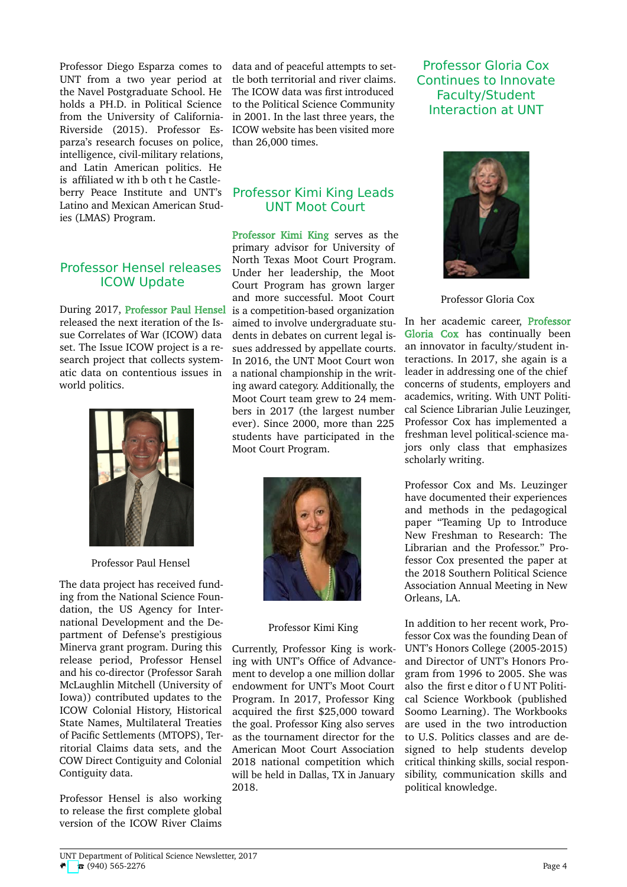Professor Diego Esparza comes to UNT from a two year period at the Navel Postgraduate School. He holds a PH.D. in Political Science from the University of California-Riverside (2015). Professor Esparza's research focuses on police, intelligence, civil-military relations, and Latin American politics. He is affiliated with both the Castleberry Peace Institute and UNT's Latino and Mexican American Studies (LMAS) Program.

## Professor Hensel releases ICOW Update

During 2017, Professor Paul Hensel released the next iteration of the Issue Correlates of War (ICOW) data set. The Issue ICOW project is a research project that collects systematic data on contentious issues in world politics.

Professor Paul Hensel

The data project has received funding from the National Science Foundation, the US Agency for International Development and the Department of Defense's prestigious Minerva grant program. During this release period, Professor Hensel and his co-director (Professor Sarah McLaughlin Mitchell (University of Iowa)) contributed updates to the ICOW Colonial History, Historical State Names, Multilateral Treaties of Pacific Settlements (MTOPS), Territorial Claims data sets, and the COW Direct Contiguity and Colonial Contiguity data.

Professor Hensel is also working to release the first complete global version of the ICOW River Claims data and of peaceful attempts to settle both territorial and river claims. The ICOW data was first introduced to the Political Science Community in 2001. In the last three years, the ICOW website has been visited more than 26,000 times.

## Professor Kimi King Leads UNT Moot Court

Professor Kimi King serves as the primary advisor for University of North Texas Moot Court Program. Under her leadership, the Moot Court Program has grown larger and more successful. Moot Court is a competition-based organization aimed to involve undergraduate students in debates on current legal issues addressed by appellate courts. In 2016, the UNT Moot Court won a national championship in the writing award category. Additionally, the Moot Court team grew to 24 members in 2017 (the largest number ever). Since 2000, more than 225 students have participated in the Moot Court Program.

Professor Kimi King

Currently, Professor King is working with UNT's Office of Advancement to develop a one million dollar endowment for UNT's Moot Court Program. In 2017, Professor King acquired the first $25,000 toward the goal. Professor King also serves as the tournament director for the American Moot Court Association 2018 national competition which will be held in Dallas, TX in January 2018.

## Professor Gloria Cox Continues to Innovate Faculty/Student Interaction at UNT

Professor Gloria Cox

In her academic career, Professor Gloria Cox has continually been an innovator in faculty/student interactions. In 2017, she again is a leader in addressing one of the chief concerns of students, employers and academics, writing. With UNT Political Science Librarian Julie Leuzinger, Professor Cox has implemented a freshman level political-science majors only class that emphasizes scholarly writing.

Professor Cox and Ms. Leuzinger have documented their experiences and methods in the pedagogical paper "Teaming Up to Introduce New Freshman to Research: The Librarian and the Professor." Professor Cox presented the paper at the 2018 Southern Political Science Association Annual Meeting in New Orleans, LA.

In addition to her recent work, Professor Cox was the founding Dean of UNT's Honors College (2005-2015) and Director of UNT's Honors Program from 1996 to 2005. She was also the first editor of UNT Political Science Workbook (published Soomo Learning). The Workbooks are used in the two introduction to U.S. Politics classes and are designed to help students develop critical thinking skills, social responsibility, communication skills and political knowledge.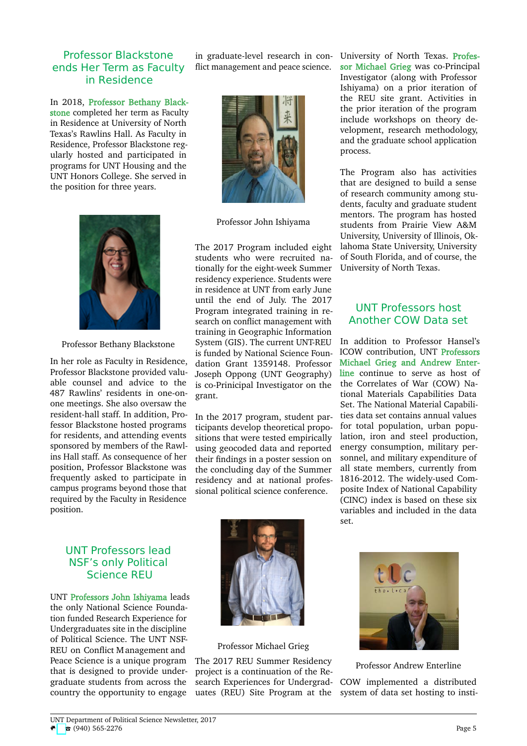## Professor Blackstone ends Her Term as Faculty in Residence

In 2018, Professor Bethany Blackstone completed her term as Faculty in Residence at University of North Texas's Rawlins Hall. As Faculty in Residence, Professor Blackstone regularly hosted and participated in programs for UNT Housing and the UNT Honors College. She served in the position for three years.

Professor Bethany Blackstone

In her role as Faculty in Residence, Professor Blackstone provided valuable counsel and advice to the 487 Rawlins' residents in one-on-one meetings. She also oversaw the resident-hall staff. In addition, Professor Blackstone hosted programs for residents, and attending events sponsored by members of the Rawlins Hall staff. As consequence of her position, Professor Blackstone was frequently asked to participate in campus programs beyond those that required by the Faculty in Residence position.

## UNT Professors lead NSF's only Political Science REU

UNT Professors John Ishiyama leads the only National Science Foundation funded Research Experience for Undergraduates site in the discipline of Political Science. The UNT NSF-REU on Conflict Management and Peace Science is a unique program that is designed to provide undergraduate students from across the country the opportunity to engage in graduate-level research in conflict management and peace science.

Professor John Ishiyama

The 2017 Program included eight students who were recruited nationally for the eight-week Summer residency experience. Students were in residence at UNT from early June until the end of July. The 2017 Program integrated training in research on conflict management with training in Geographic Information System (GIS). The current UNT-REU is funded by National Science Foundation Grant 1359148. Professor Joseph Oppong (UNT Geography) is co-Prinicipal Investigator on the grant.

In the 2017 program, student participants develop theoretical propositions that were tested empirically using geocoded data and reported their findings in a poster session on the concluding day of the Summer residency and at national professional political science conference.

Professor Michael Grieg

The 2017 REU Summer Residency project is a continuation of the Research Experiences for Undergraduates (REU) Site Program at the University of North Texas. Professor Michael Grieg was co-Principal Investigator (along with Professor Ishiyama) on a prior iteration of the REU site grant. Activities in the prior iteration of the program include workshops on theory development, research methodology, and the graduate school application process.

The Program also has activities that are designed to build a sense of research community among students, faculty and graduate student mentors. The program has hosted students from Prairie View A&M University, University of Illinois, Oklahoma State University, University of South Florida, and of course, the University of North Texas.

## UNT Professors host Another COW Data set

In addition to Professor Hansel's ICOW contribution, UNT Professors Michael Grieg and Andrew Enterline continue to serve as host of the Correlates of War (COW) National Materials Capabilities Data Set. The National Material Capabilities data set contains annual values for total population, urban population, iron and steel production, energy consumption, military personnel, and military expenditure of all state members, currently from 1816-2012. The widely-used Composite Index of National Capability (CINC) index is based on these six variables and included in the data set.

Professor Andrew Enterline

COW implemented a distributed system of data set hosting to insti-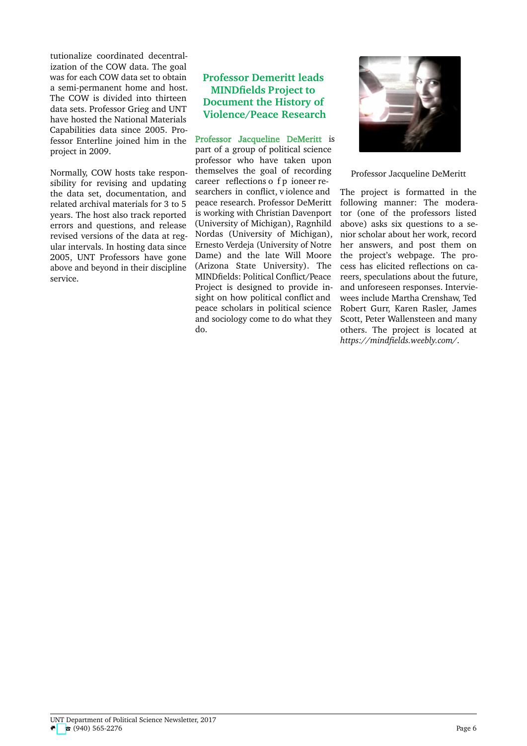tutionalize coordinated decentralization of the COW data. The goal was for each COW data set to obtain a semi-permanent home and host. The COW is divided into thirteen data sets. Professor Grieg and UNT have hosted the National Materials Capabilities data since 2005. Professor Enterline joined him in the project in 2009.

Normally, COW hosts take responsibility for revising and updating the data set, documentation, and related archival materials for 3 to 5 years. The host also track reported errors and questions, and release revised versions of the data at regular intervals. In hosting data since 2005, UNT Professors have gone above and beyond in their discipline service.

## Professor Demeritt leads MINDfields Project to Document the History of Violence/Peace Research

Professor Jacqueline DeMeritt is part of a group of political science professor who have taken upon themselves the goal of recording career reflections o f p ioneer researchers in conflict, v iolence and peace research. Professor DeMeritt is working with Christian Davenport (University of Michigan), Ragnhild Nordas (University of Michigan), Ernesto Verdeja (University of Notre Dame) and the late Will Moore (Arizona State University). The MINDfields: Political Conflict/Peace Project is designed to provide insight on how political conflict and peace scholars in political science and sociology come to do what they do.

Professor Jacqueline DeMeritt

The project is formatted in the following manner: The moderator (one of the professors listed above) asks six questions to a senior scholar about her work, record her answers, and post them on the project's webpage. The process has elicited reflections on careers, speculations about the future, and unforeseen responses. Interviewees include Martha Crenshaw, Ted Robert Gurr, Karen Rasler, James Scott, Peter Wallensteen and many others. The project is located at *https://mindfields.weebly.com/*.